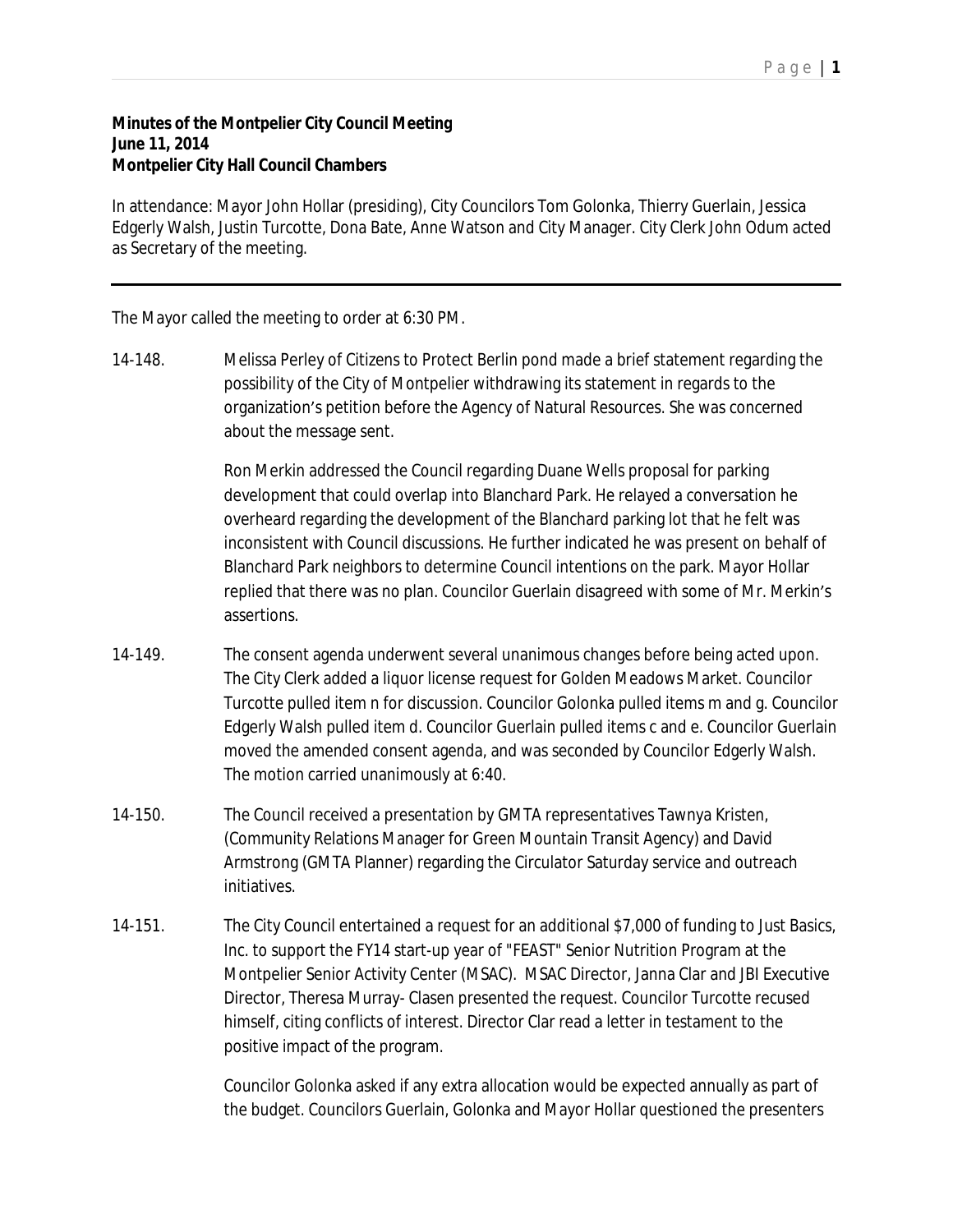**Minutes of the Montpelier City Council Meeting**
**June 11, 2014**
**Montpelier City Hall Council Chambers**

In attendance: Mayor John Hollar (presiding), City Councilors Tom Golonka, Thierry Guerlain, Jessica Edgerly Walsh, Justin Turcotte, Dona Bate, Anne Watson and City Manager. City Clerk John Odum acted as Secretary of the meeting.

---

The Mayor called the meeting to order at 6:30 PM.

14-148. Melissa Perley of Citizens to Protect Berlin pond made a brief statement regarding the possibility of the City of Montpelier withdrawing its statement in regards to the organization's petition before the Agency of Natural Resources. She was concerned about the message sent.

Ron Merkin addressed the Council regarding Duane Wells proposal for parking development that could overlap into Blanchard Park. He relayed a conversation he overheard regarding the development of the Blanchard parking lot that he felt was inconsistent with Council discussions. He further indicated he was present on behalf of Blanchard Park neighbors to determine Council intentions on the park. Mayor Hollar replied that there was no plan. Councilor Guerlain disagreed with some of Mr. Merkin's assertions.

14-149. The consent agenda underwent several unanimous changes before being acted upon. The City Clerk added a liquor license request for Golden Meadows Market. Councilor Turcotte pulled item n for discussion. Councilor Golonka pulled items m and g. Councilor Edgerly Walsh pulled item d. Councilor Guerlain pulled items c and e. Councilor Guerlain moved the amended consent agenda, and was seconded by Councilor Edgerly Walsh. The motion carried unanimously at 6:40.

14-150. The Council received a presentation by GMTA representatives Tawnya Kristen, (Community Relations Manager for Green Mountain Transit Agency) and David Armstrong (GMTA Planner) regarding the Circulator Saturday service and outreach initiatives.

14-151. The City Council entertained a request for an additional $7,000 of funding to Just Basics, Inc. to support the FY14 start-up year of "FEAST" Senior Nutrition Program at the Montpelier Senior Activity Center (MSAC). MSAC Director, Janna Clar and JBI Executive Director, Theresa Murray- Clasen presented the request. Councilor Turcotte recused himself, citing conflicts of interest. Director Clar read a letter in testament to the positive impact of the program.

Councilor Golonka asked if any extra allocation would be expected annually as part of the budget. Councilors Guerlain, Golonka and Mayor Hollar questioned the presenters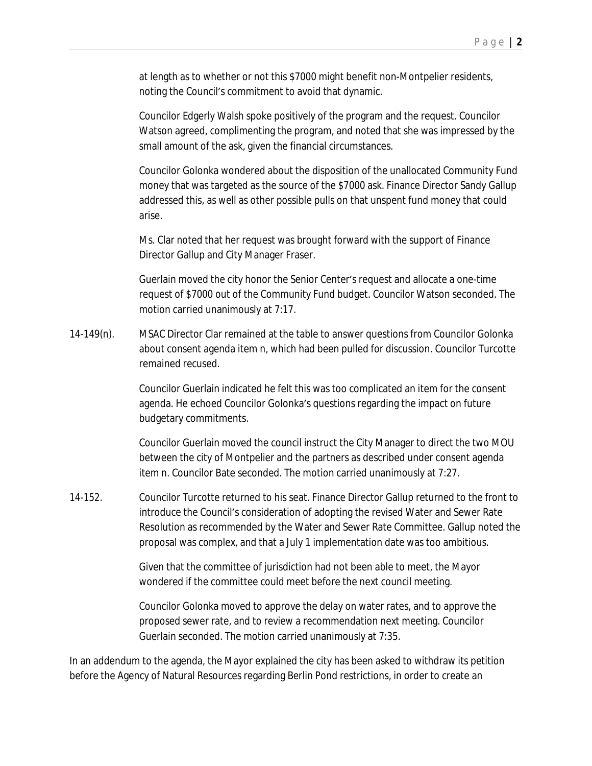at length as to whether or not this $7000 might benefit non-Montpelier residents, noting the Council's commitment to avoid that dynamic.

Councilor Edgerly Walsh spoke positively of the program and the request. Councilor Watson agreed, complimenting the program, and noted that she was impressed by the small amount of the ask, given the financial circumstances.

Councilor Golonka wondered about the disposition of the unallocated Community Fund money that was targeted as the source of the $7000 ask. Finance Director Sandy Gallup addressed this, as well as other possible pulls on that unspent fund money that could arise.

Ms. Clar noted that her request was brought forward with the support of Finance Director Gallup and City Manager Fraser.

Guerlain moved the city honor the Senior Center's request and allocate a one-time request of $7000 out of the Community Fund budget. Councilor Watson seconded. The motion carried unanimously at 7:17.

14-149(n). MSAC Director Clar remained at the table to answer questions from Councilor Golonka about consent agenda item n, which had been pulled for discussion. Councilor Turcotte remained recused.

Councilor Guerlain indicated he felt this was too complicated an item for the consent agenda. He echoed Councilor Golonka's questions regarding the impact on future budgetary commitments.

Councilor Guerlain moved the council instruct the City Manager to direct the two MOU between the city of Montpelier and the partners as described under consent agenda item n. Councilor Bate seconded. The motion carried unanimously at 7:27.

14-152. Councilor Turcotte returned to his seat. Finance Director Gallup returned to the front to introduce the Council's consideration of adopting the revised Water and Sewer Rate Resolution as recommended by the Water and Sewer Rate Committee. Gallup noted the proposal was complex, and that a July 1 implementation date was too ambitious.

Given that the committee of jurisdiction had not been able to meet, the Mayor wondered if the committee could meet before the next council meeting.

Councilor Golonka moved to approve the delay on water rates, and to approve the proposed sewer rate, and to review a recommendation next meeting. Councilor Guerlain seconded. The motion carried unanimously at 7:35.

In an addendum to the agenda, the Mayor explained the city has been asked to withdraw its petition before the Agency of Natural Resources regarding Berlin Pond restrictions, in order to create an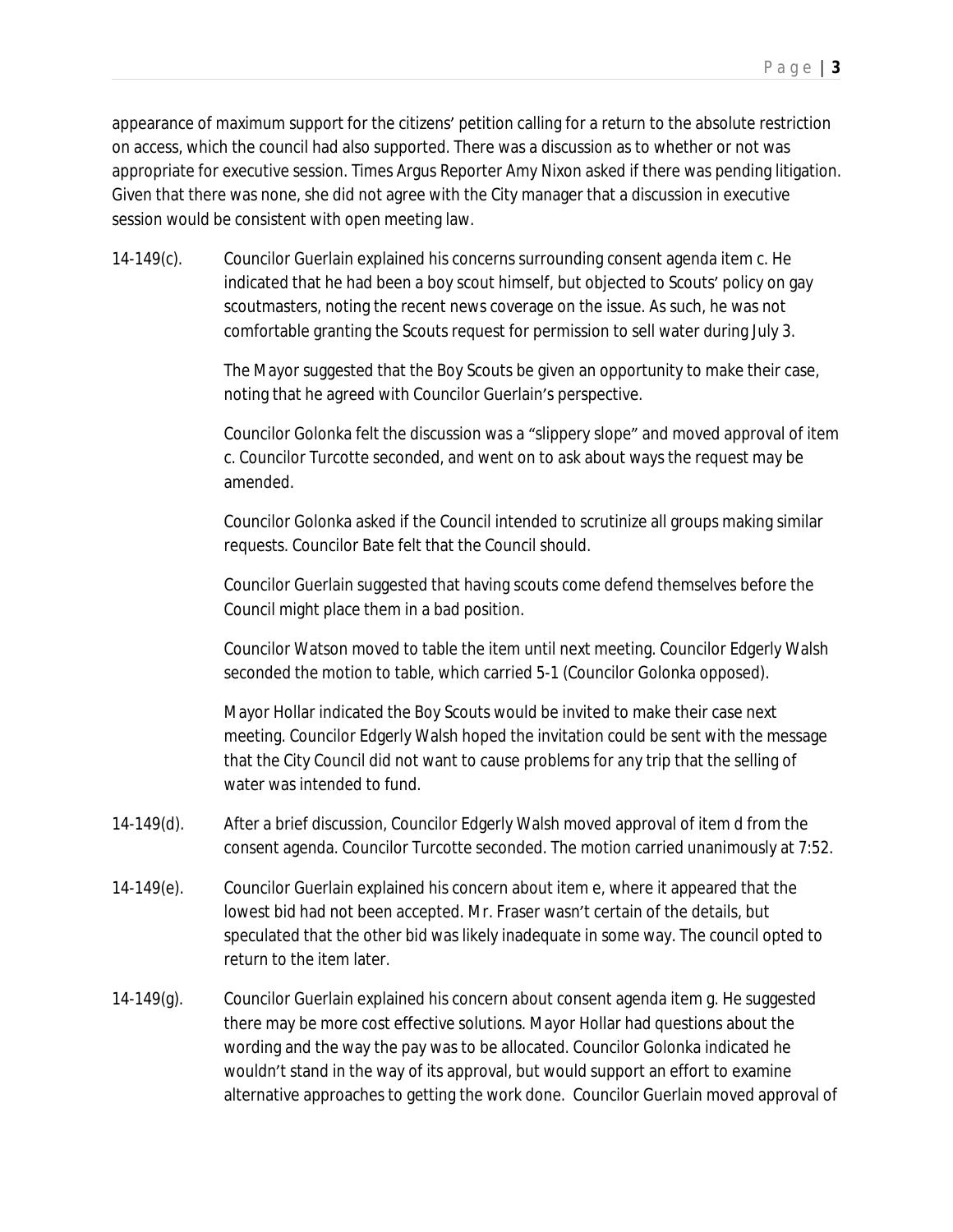appearance of maximum support for the citizens' petition calling for a return to the absolute restriction on access, which the council had also supported. There was a discussion as to whether or not was appropriate for executive session. Times Argus Reporter Amy Nixon asked if there was pending litigation. Given that there was none, she did not agree with the City manager that a discussion in executive session would be consistent with open meeting law.

14-149(c). Councilor Guerlain explained his concerns surrounding consent agenda item c. He indicated that he had been a boy scout himself, but objected to Scouts' policy on gay scoutmasters, noting the recent news coverage on the issue. As such, he was not comfortable granting the Scouts request for permission to sell water during July 3.

The Mayor suggested that the Boy Scouts be given an opportunity to make their case, noting that he agreed with Councilor Guerlain's perspective.

Councilor Golonka felt the discussion was a "slippery slope" and moved approval of item c. Councilor Turcotte seconded, and went on to ask about ways the request may be amended.

Councilor Golonka asked if the Council intended to scrutinize all groups making similar requests. Councilor Bate felt that the Council should.

Councilor Guerlain suggested that having scouts come defend themselves before the Council might place them in a bad position.

Councilor Watson moved to table the item until next meeting. Councilor Edgerly Walsh seconded the motion to table, which carried 5-1 (Councilor Golonka opposed).

Mayor Hollar indicated the Boy Scouts would be invited to make their case next meeting. Councilor Edgerly Walsh hoped the invitation could be sent with the message that the City Council did not want to cause problems for any trip that the selling of water was intended to fund.

14-149(d). After a brief discussion, Councilor Edgerly Walsh moved approval of item d from the consent agenda. Councilor Turcotte seconded. The motion carried unanimously at 7:52.

14-149(e). Councilor Guerlain explained his concern about item e, where it appeared that the lowest bid had not been accepted. Mr. Fraser wasn't certain of the details, but speculated that the other bid was likely inadequate in some way. The council opted to return to the item later.

14-149(g). Councilor Guerlain explained his concern about consent agenda item g. He suggested there may be more cost effective solutions. Mayor Hollar had questions about the wording and the way the pay was to be allocated. Councilor Golonka indicated he wouldn't stand in the way of its approval, but would support an effort to examine alternative approaches to getting the work done. Councilor Guerlain moved approval of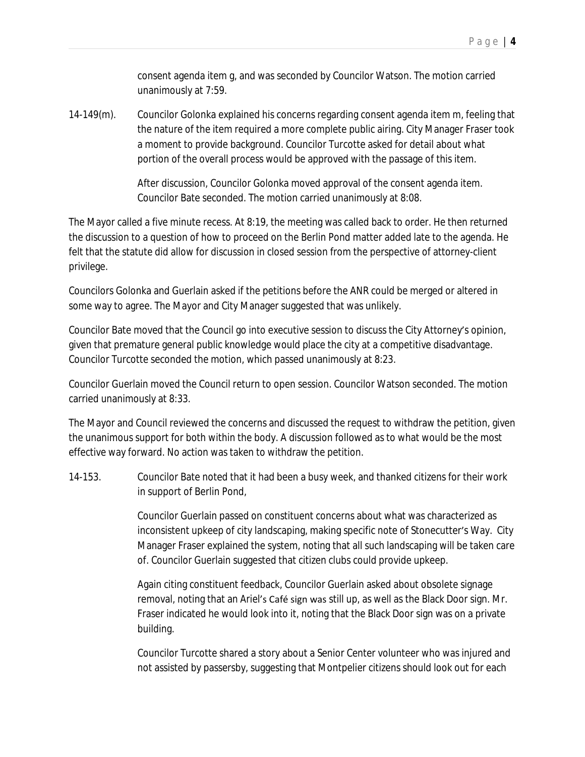consent agenda item g, and was seconded by Councilor Watson. The motion carried unanimously at 7:59.

14-149(m). Councilor Golonka explained his concerns regarding consent agenda item m, feeling that the nature of the item required a more complete public airing. City Manager Fraser took a moment to provide background. Councilor Turcotte asked for detail about what portion of the overall process would be approved with the passage of this item.

After discussion, Councilor Golonka moved approval of the consent agenda item. Councilor Bate seconded. The motion carried unanimously at 8:08.

The Mayor called a five minute recess. At 8:19, the meeting was called back to order. He then returned the discussion to a question of how to proceed on the Berlin Pond matter added late to the agenda. He felt that the statute did allow for discussion in closed session from the perspective of attorney-client privilege.

Councilors Golonka and Guerlain asked if the petitions before the ANR could be merged or altered in some way to agree. The Mayor and City Manager suggested that was unlikely.

Councilor Bate moved that the Council go into executive session to discuss the City Attorney's opinion, given that premature general public knowledge would place the city at a competitive disadvantage. Councilor Turcotte seconded the motion, which passed unanimously at 8:23.

Councilor Guerlain moved the Council return to open session. Councilor Watson seconded. The motion carried unanimously at 8:33.

The Mayor and Council reviewed the concerns and discussed the request to withdraw the petition, given the unanimous support for both within the body. A discussion followed as to what would be the most effective way forward. No action was taken to withdraw the petition.

14-153. Councilor Bate noted that it had been a busy week, and thanked citizens for their work in support of Berlin Pond,

Councilor Guerlain passed on constituent concerns about what was characterized as inconsistent upkeep of city landscaping, making specific note of Stonecutter's Way. City Manager Fraser explained the system, noting that all such landscaping will be taken care of. Councilor Guerlain suggested that citizen clubs could provide upkeep.

Again citing constituent feedback, Councilor Guerlain asked about obsolete signage removal, noting that an Ariel's Café sign was still up, as well as the Black Door sign. Mr. Fraser indicated he would look into it, noting that the Black Door sign was on a private building.

Councilor Turcotte shared a story about a Senior Center volunteer who was injured and not assisted by passersby, suggesting that Montpelier citizens should look out for each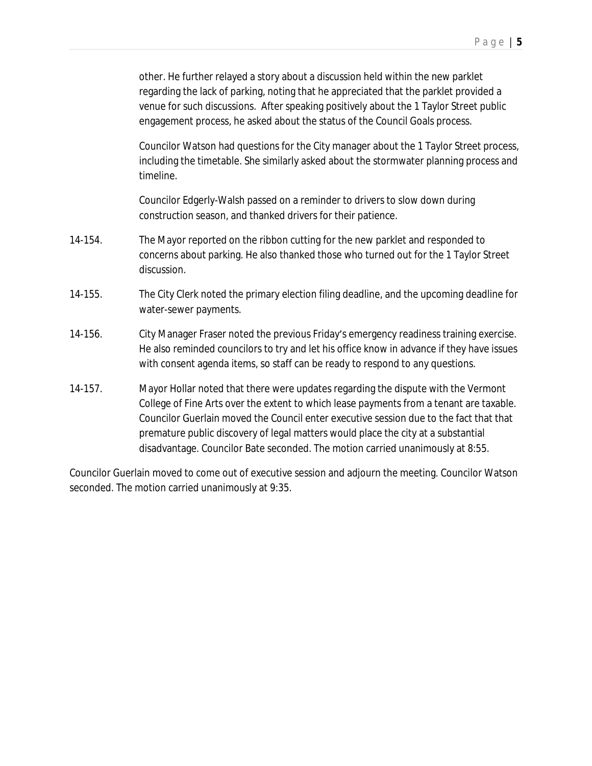other. He further relayed a story about a discussion held within the new parklet regarding the lack of parking, noting that he appreciated that the parklet provided a venue for such discussions. After speaking positively about the 1 Taylor Street public engagement process, he asked about the status of the Council Goals process.

Councilor Watson had questions for the City manager about the 1 Taylor Street process, including the timetable. She similarly asked about the stormwater planning process and timeline.

Councilor Edgerly-Walsh passed on a reminder to drivers to slow down during construction season, and thanked drivers for their patience.

14-154. The Mayor reported on the ribbon cutting for the new parklet and responded to concerns about parking. He also thanked those who turned out for the 1 Taylor Street discussion.

14-155. The City Clerk noted the primary election filing deadline, and the upcoming deadline for water-sewer payments.

14-156. City Manager Fraser noted the previous Friday's emergency readiness training exercise. He also reminded councilors to try and let his office know in advance if they have issues with consent agenda items, so staff can be ready to respond to any questions.

14-157. Mayor Hollar noted that there were updates regarding the dispute with the Vermont College of Fine Arts over the extent to which lease payments from a tenant are taxable. Councilor Guerlain moved the Council enter executive session due to the fact that that premature public discovery of legal matters would place the city at a substantial disadvantage. Councilor Bate seconded. The motion carried unanimously at 8:55.

Councilor Guerlain moved to come out of executive session and adjourn the meeting. Councilor Watson seconded. The motion carried unanimously at 9:35.